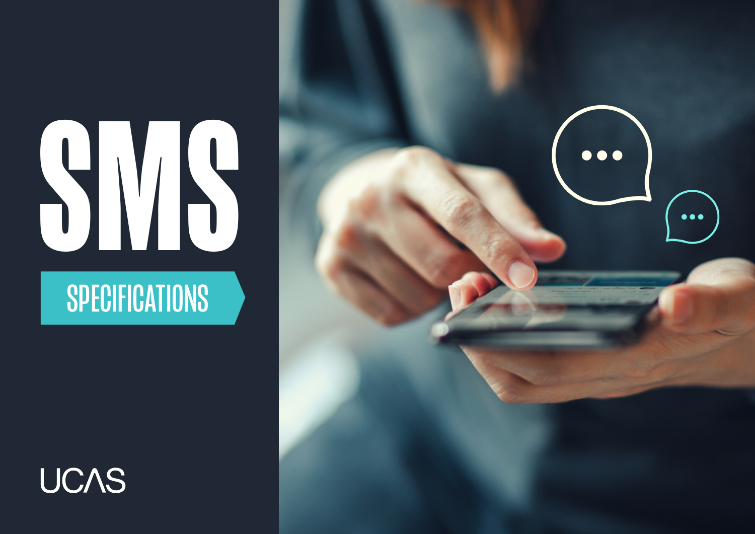# SMS

## SPECIFICATIONS

UCAS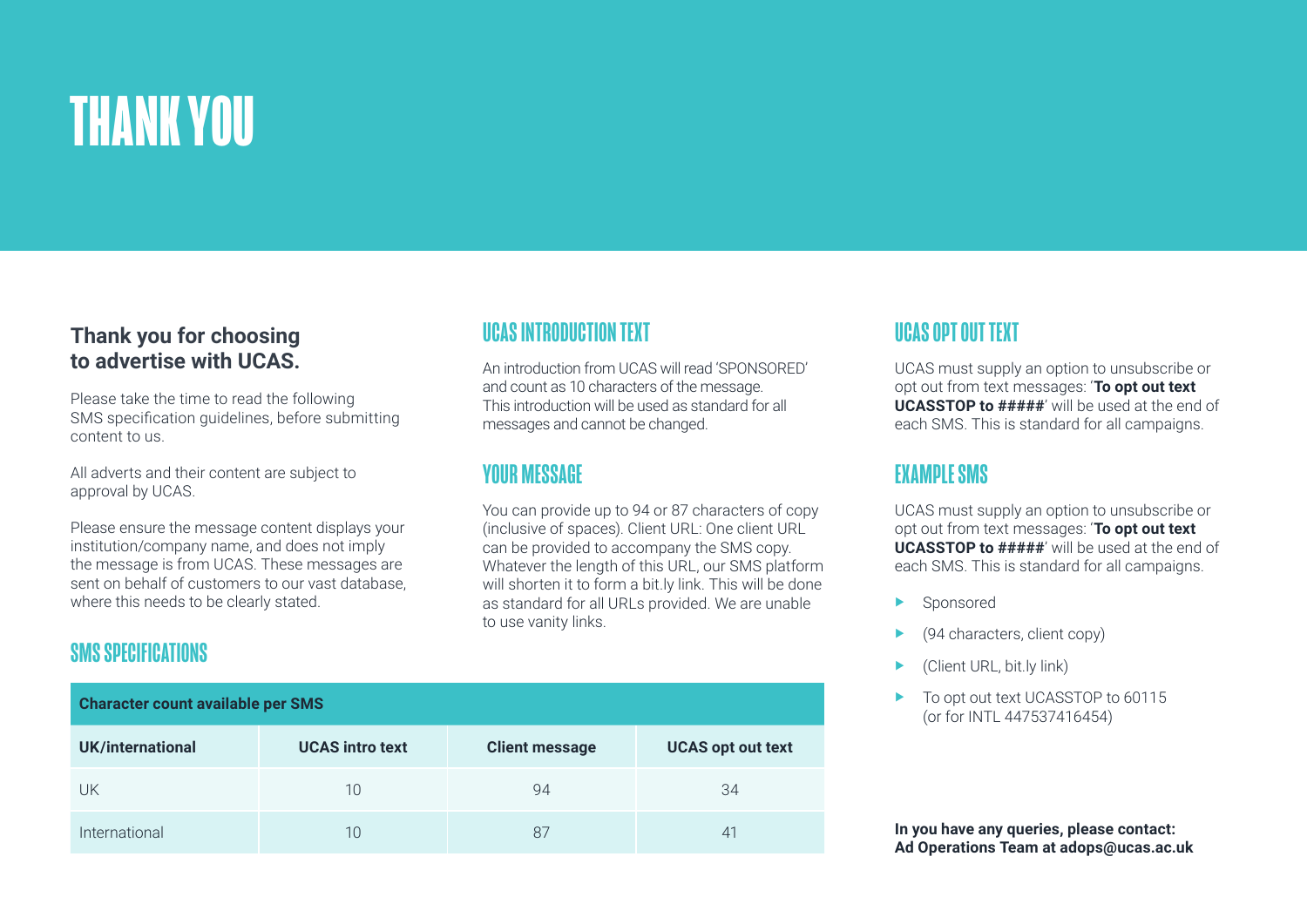# THANK YOU

**Thank you for choosing to advertise with UCAS.**

Please take the time to read the following SMS specification guidelines, before submitting content to us.

All adverts and their content are subject to approval by UCAS.

Please ensure the message content displays your institution/company name, and does not imply the message is from UCAS. These messages are sent on behalf of customers to our vast database, where this needs to be clearly stated.

## SMS SPECIFICATIONS

| Character count available per SMS | | | |
|---|---|---|---|
| **UK/international** | **UCAS intro text** | **Client message** | **UCAS opt out text** |
| UK | 10 | 94 | 34 |
| International | 10 | 87 | 41 |

## UCAS INTRODUCTION TEXT

An introduction from UCAS will read 'SPONSORED' and count as 10 characters of the message. This introduction will be used as standard for all messages and cannot be changed.

## YOUR MESSAGE

You can provide up to 94 or 87 characters of copy (inclusive of spaces). Client URL: One client URL can be provided to accompany the SMS copy. Whatever the length of this URL, our SMS platform will shorten it to form a bit.ly link. This will be done as standard for all URLs provided. We are unable to use vanity links.

## UCAS OPT OUT TEXT

UCAS must supply an option to unsubscribe or opt out from text messages: '**To opt out text UCASSTOP to #####**' will be used at the end of each SMS. This is standard for all campaigns.

## EXAMPLE SMS

UCAS must supply an option to unsubscribe or opt out from text messages: '**To opt out text UCASSTOP to #####**' will be used at the end of each SMS. This is standard for all campaigns.

- Sponsored
- (94 characters, client copy)
- (Client URL, bit.ly link)
- To opt out text UCASSTOP to 60115 (or for INTL 447537416454)

**In you have any queries, please contact: Ad Operations Team at adops@ucas.ac.uk**